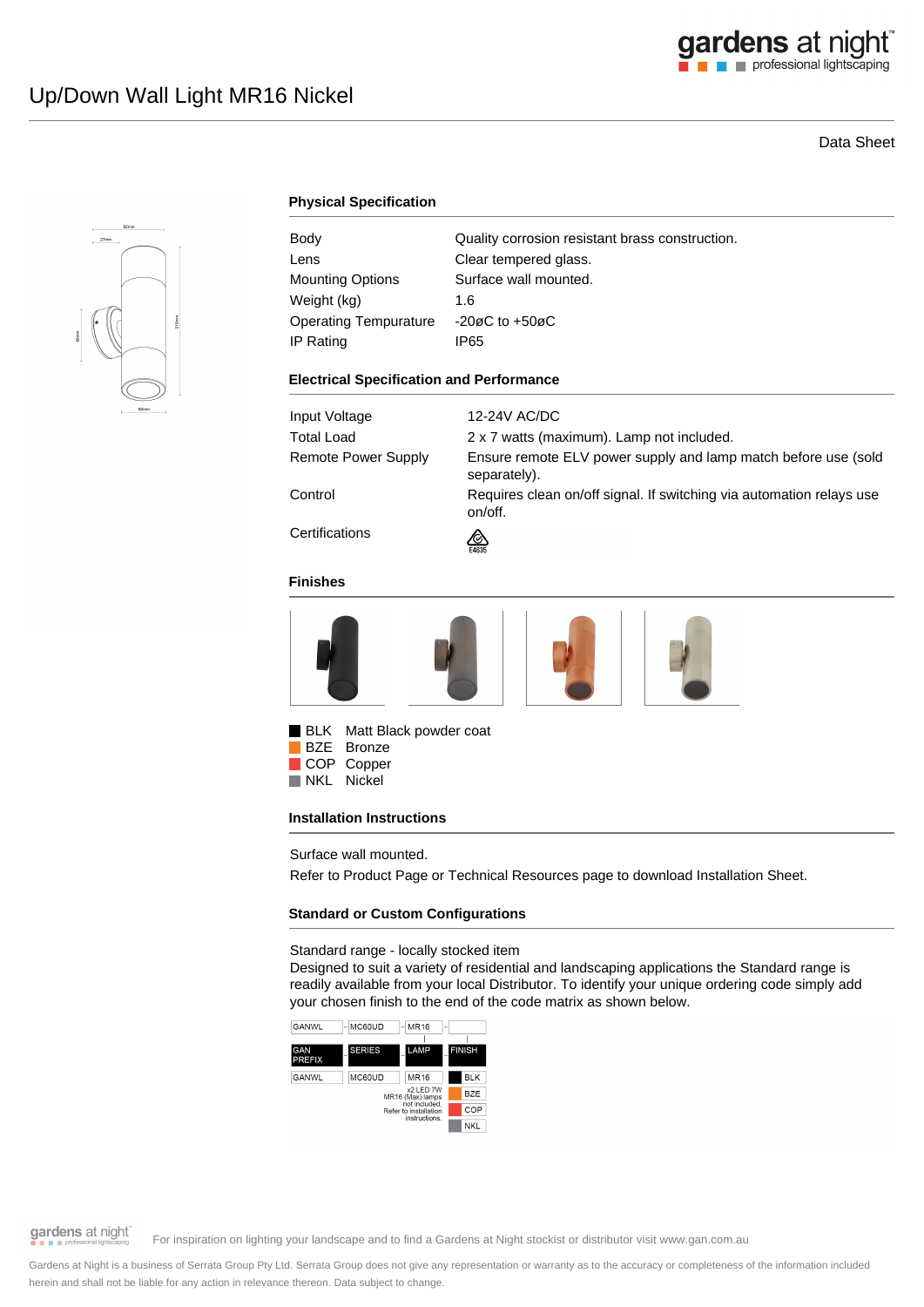# Up/Down Wall Light MR16 Nickel

Data Sheet

## Physical Specification

| | |
|---|---|
| Body | Quality corrosion resistant brass construction. |
| Lens | Clear tempered glass. |
| Mounting Options | Surface wall mounted. |
| Weight (kg) | 1.6 |
| Operating Tempurature | -20øC to +50øC |
| IP Rating | IP65 |

## Electrical Specification and Performance

| | |
|---|---|
| Input Voltage | 12-24V AC/DC |
| Total Load | 2 x 7 watts (maximum). Lamp not included. |
| Remote Power Supply | Ensure remote ELV power supply and lamp match before use (sold separately). |
| Control | Requires clean on/off signal. If switching via automation relays use on/off. |
| Certifications | E4635 |

## Finishes

- BLK Matt Black powder coat
- BZE Bronze
- COP Copper
- NKL Nickel

## Installation Instructions

Surface wall mounted.

Refer to Product Page or Technical Resources page to download Installation Sheet.

## Standard or Custom Configurations

Standard range - locally stocked item

Designed to suit a variety of residential and landscaping applications the Standard range is readily available from your local Distributor. To identify your unique ordering code simply add your chosen finish to the end of the code matrix as shown below.

| GAN PREFIX | SERIES | LAMP | FINISH |
|---|---|---|---|
| GANWL | MC60UD | MR16 | BLK |
| | | x2 LED 7W MR16 (Max) lamps not included. Refer to installation instructions. | BZE |
| | | | COP |
| | | | NKL |

For inspiration on lighting your landscape and to find a Gardens at Night stockist or distributor visit www.gan.com.au

Gardens at Night is a business of Serrata Group Pty Ltd. Serrata Group does not give any representation or warranty as to the accuracy or completeness of the information included herein and shall not be liable for any action in relevance thereon. Data subject to change.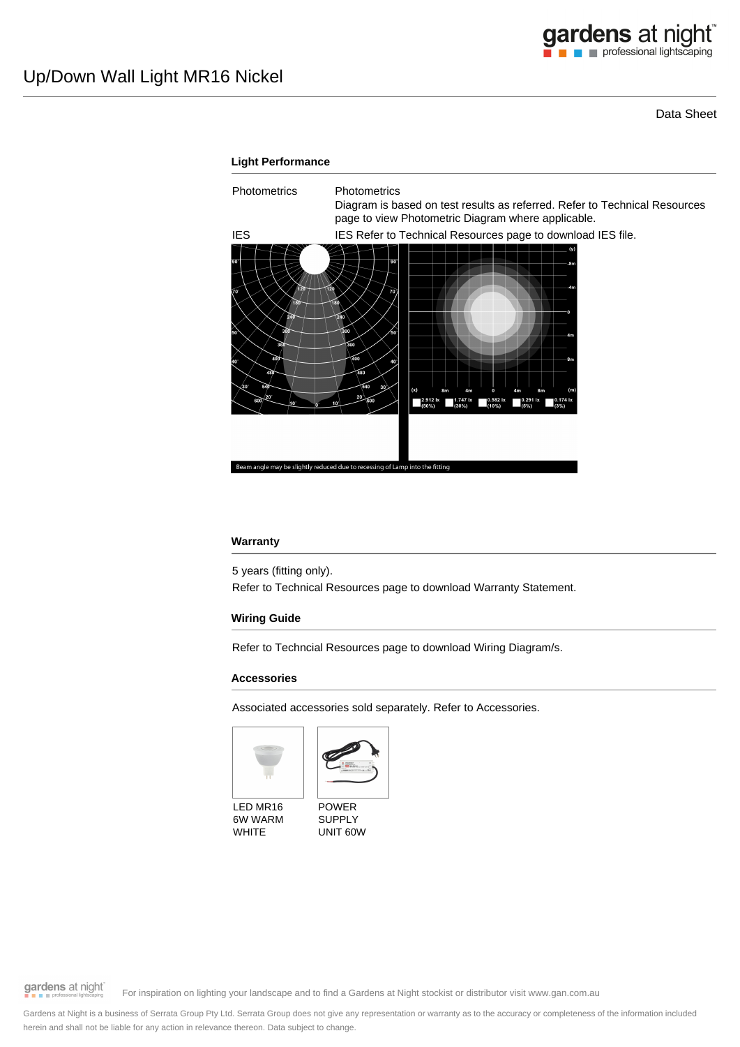# Up/Down Wall Light MR16 Nickel

Data Sheet

### Light Performance

| | |
|---|---|
| Photometrics | Photometrics<br>Diagram is based on test results as referred. Refer to Technical Resources page to view Photometric Diagram where applicable. |
| IES | IES Refer to Technical Resources page to download IES file. |

Beam angle may be slightly reduced due to recessing of Lamp into the fitting

### Warranty

5 years (fitting only).

Refer to Technical Resources page to download Warranty Statement.

### Wiring Guide

Refer to Techncial Resources page to download Wiring Diagram/s.

### Accessories

Associated accessories sold separately. Refer to Accessories.

LED MR16 6W WARM WHITE

POWER SUPPLY UNIT 60W

For inspiration on lighting your landscape and to find a Gardens at Night stockist or distributor visit www.gan.com.au

Gardens at Night is a business of Serrata Group Pty Ltd. Serrata Group does not give any representation or warranty as to the accuracy or completeness of the information included herein and shall not be liable for any action in relevance thereon. Data subject to change.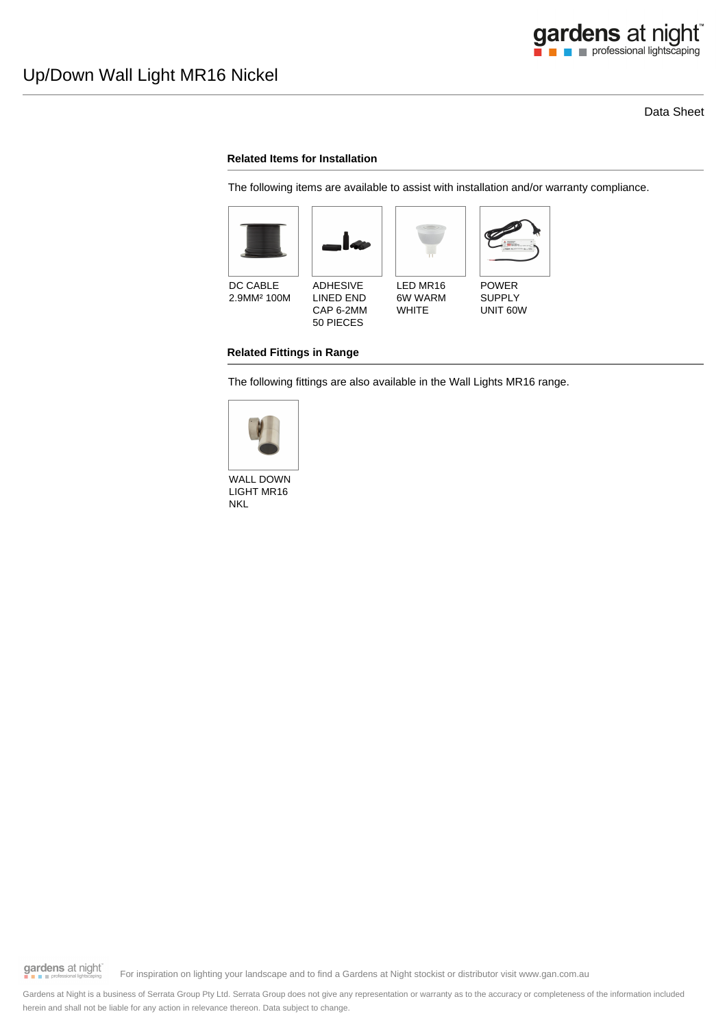# Up/Down Wall Light MR16 Nickel

Data Sheet

### Related Items for Installation

The following items are available to assist with installation and/or warranty compliance.

- DC CABLE 2.9MM² 100M
- ADHESIVE LINED END CAP 6-2MM 50 PIECES
- LED MR16 6W WARM WHITE
- POWER SUPPLY UNIT 60W

### Related Fittings in Range

The following fittings are also available in the Wall Lights MR16 range.

- WALL DOWN LIGHT MR16 NKL

For inspiration on lighting your landscape and to find a Gardens at Night stockist or distributor visit www.gan.com.au

Gardens at Night is a business of Serrata Group Pty Ltd. Serrata Group does not give any representation or warranty as to the accuracy or completeness of the information included herein and shall not be liable for any action in relevance thereon. Data subject to change.